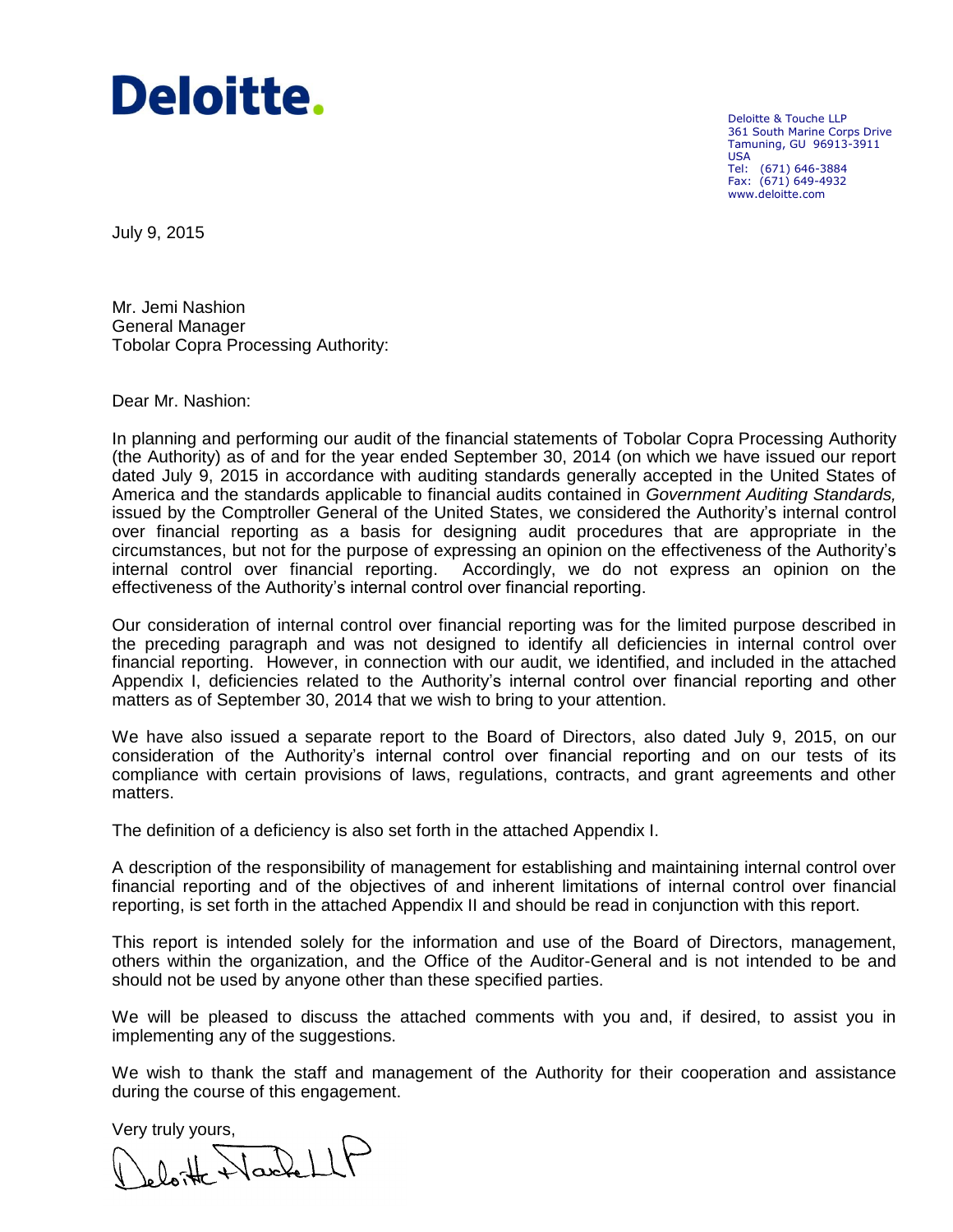**Deloitte.**

Deloitte & Touche LLP
361 South Marine Corps Drive
Tamuning, GU 96913-3911
USA
Tel: (671) 646-3884
Fax: (671) 649-4932
www.deloitte.com

July 9, 2015

Mr. Jemi Nashion
General Manager
Tobolar Copra Processing Authority:

Dear Mr. Nashion:

In planning and performing our audit of the financial statements of Tobolar Copra Processing Authority (the Authority) as of and for the year ended September 30, 2014 (on which we have issued our report dated July 9, 2015 in accordance with auditing standards generally accepted in the United States of America and the standards applicable to financial audits contained in *Government Auditing Standards,* issued by the Comptroller General of the United States, we considered the Authority's internal control over financial reporting as a basis for designing audit procedures that are appropriate in the circumstances, but not for the purpose of expressing an opinion on the effectiveness of the Authority's internal control over financial reporting. Accordingly, we do not express an opinion on the effectiveness of the Authority's internal control over financial reporting.

Our consideration of internal control over financial reporting was for the limited purpose described in the preceding paragraph and was not designed to identify all deficiencies in internal control over financial reporting. However, in connection with our audit, we identified, and included in the attached Appendix I, deficiencies related to the Authority's internal control over financial reporting and other matters as of September 30, 2014 that we wish to bring to your attention.

We have also issued a separate report to the Board of Directors, also dated July 9, 2015, on our consideration of the Authority's internal control over financial reporting and on our tests of its compliance with certain provisions of laws, regulations, contracts, and grant agreements and other matters.

The definition of a deficiency is also set forth in the attached Appendix I.

A description of the responsibility of management for establishing and maintaining internal control over financial reporting and of the objectives of and inherent limitations of internal control over financial reporting, is set forth in the attached Appendix II and should be read in conjunction with this report.

This report is intended solely for the information and use of the Board of Directors, management, others within the organization, and the Office of the Auditor-General and is not intended to be and should not be used by anyone other than these specified parties.

We will be pleased to discuss the attached comments with you and, if desired, to assist you in implementing any of the suggestions.

We wish to thank the staff and management of the Authority for their cooperation and assistance during the course of this engagement.

Very truly yours,

Deloitte & Touche LLP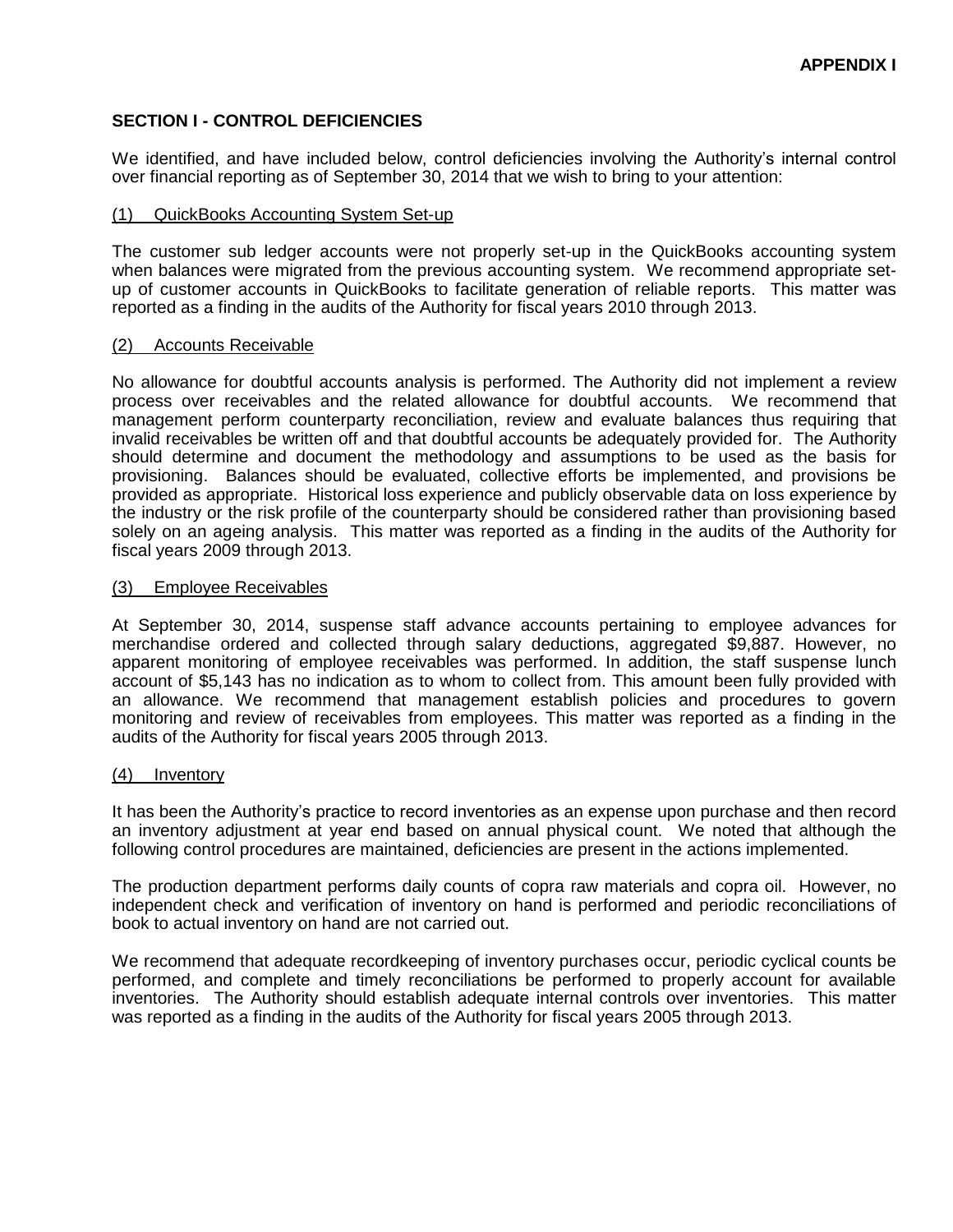**APPENDIX I**

## SECTION I - CONTROL DEFICIENCIES

We identified, and have included below, control deficiencies involving the Authority's internal control over financial reporting as of September 30, 2014 that we wish to bring to your attention:

### (1) QuickBooks Accounting System Set-up

The customer sub ledger accounts were not properly set-up in the QuickBooks accounting system when balances were migrated from the previous accounting system. We recommend appropriate set-up of customer accounts in QuickBooks to facilitate generation of reliable reports. This matter was reported as a finding in the audits of the Authority for fiscal years 2010 through 2013.

### (2) Accounts Receivable

No allowance for doubtful accounts analysis is performed. The Authority did not implement a review process over receivables and the related allowance for doubtful accounts. We recommend that management perform counterparty reconciliation, review and evaluate balances thus requiring that invalid receivables be written off and that doubtful accounts be adequately provided for. The Authority should determine and document the methodology and assumptions to be used as the basis for provisioning. Balances should be evaluated, collective efforts be implemented, and provisions be provided as appropriate. Historical loss experience and publicly observable data on loss experience by the industry or the risk profile of the counterparty should be considered rather than provisioning based solely on an ageing analysis. This matter was reported as a finding in the audits of the Authority for fiscal years 2009 through 2013.

### (3) Employee Receivables

At September 30, 2014, suspense staff advance accounts pertaining to employee advances for merchandise ordered and collected through salary deductions, aggregated $9,887. However, no apparent monitoring of employee receivables was performed. In addition, the staff suspense lunch account of $5,143 has no indication as to whom to collect from. This amount been fully provided with an allowance. We recommend that management establish policies and procedures to govern monitoring and review of receivables from employees. This matter was reported as a finding in the audits of the Authority for fiscal years 2005 through 2013.

### (4) Inventory

It has been the Authority's practice to record inventories as an expense upon purchase and then record an inventory adjustment at year end based on annual physical count. We noted that although the following control procedures are maintained, deficiencies are present in the actions implemented.

The production department performs daily counts of copra raw materials and copra oil. However, no independent check and verification of inventory on hand is performed and periodic reconciliations of book to actual inventory on hand are not carried out.

We recommend that adequate recordkeeping of inventory purchases occur, periodic cyclical counts be performed, and complete and timely reconciliations be performed to properly account for available inventories. The Authority should establish adequate internal controls over inventories. This matter was reported as a finding in the audits of the Authority for fiscal years 2005 through 2013.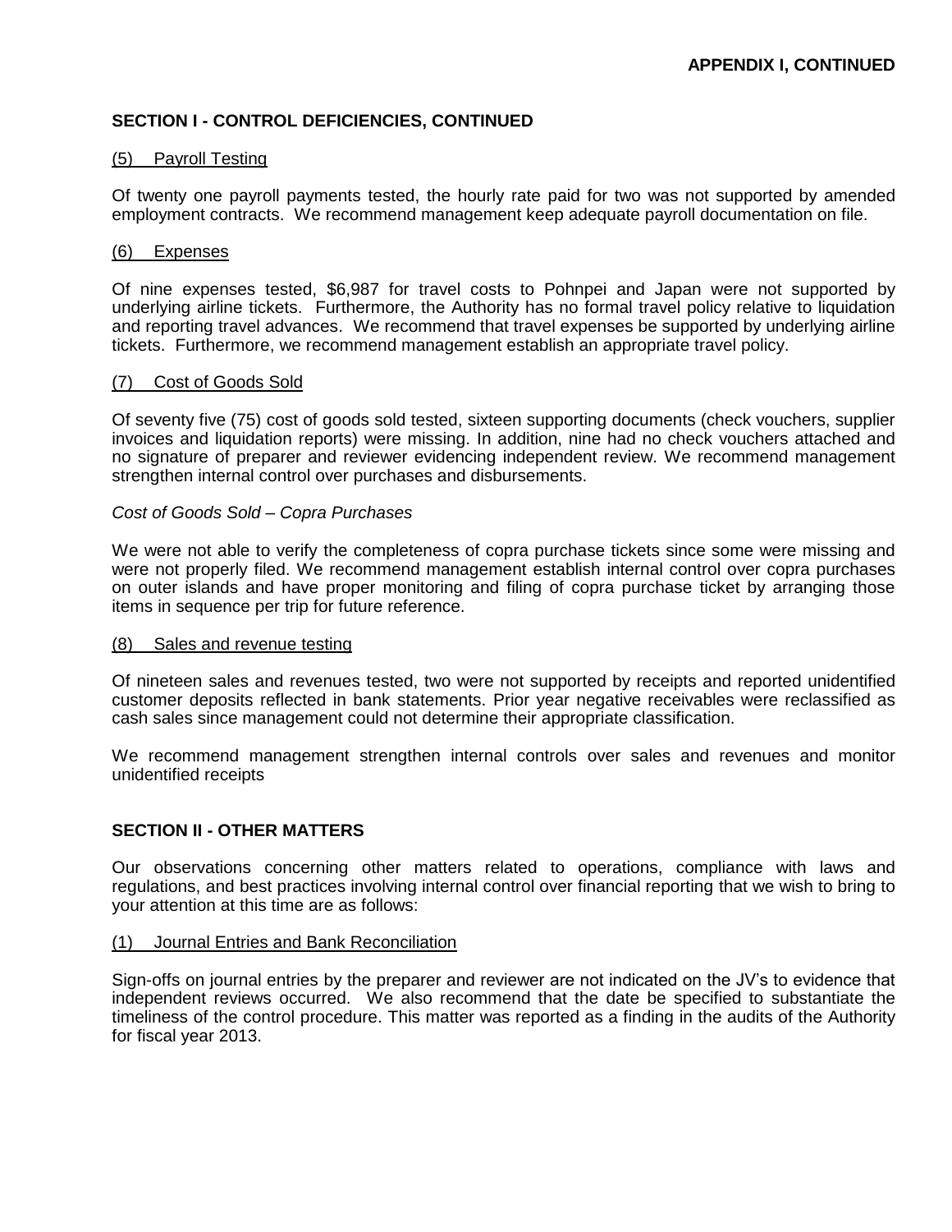**APPENDIX I, CONTINUED**

## SECTION I - CONTROL DEFICIENCIES, CONTINUED

(5) Payroll Testing

Of twenty one payroll payments tested, the hourly rate paid for two was not supported by amended employment contracts. We recommend management keep adequate payroll documentation on file.

(6) Expenses

Of nine expenses tested, $6,987 for travel costs to Pohnpei and Japan were not supported by underlying airline tickets. Furthermore, the Authority has no formal travel policy relative to liquidation and reporting travel advances. We recommend that travel expenses be supported by underlying airline tickets. Furthermore, we recommend management establish an appropriate travel policy.

(7) Cost of Goods Sold

Of seventy five (75) cost of goods sold tested, sixteen supporting documents (check vouchers, supplier invoices and liquidation reports) were missing. In addition, nine had no check vouchers attached and no signature of preparer and reviewer evidencing independent review. We recommend management strengthen internal control over purchases and disbursements.

*Cost of Goods Sold – Copra Purchases*

We were not able to verify the completeness of copra purchase tickets since some were missing and were not properly filed. We recommend management establish internal control over copra purchases on outer islands and have proper monitoring and filing of copra purchase ticket by arranging those items in sequence per trip for future reference.

(8) Sales and revenue testing

Of nineteen sales and revenues tested, two were not supported by receipts and reported unidentified customer deposits reflected in bank statements. Prior year negative receivables were reclassified as cash sales since management could not determine their appropriate classification.

We recommend management strengthen internal controls over sales and revenues and monitor unidentified receipts

## SECTION II - OTHER MATTERS

Our observations concerning other matters related to operations, compliance with laws and regulations, and best practices involving internal control over financial reporting that we wish to bring to your attention at this time are as follows:

(1) Journal Entries and Bank Reconciliation

Sign-offs on journal entries by the preparer and reviewer are not indicated on the JV's to evidence that independent reviews occurred. We also recommend that the date be specified to substantiate the timeliness of the control procedure. This matter was reported as a finding in the audits of the Authority for fiscal year 2013.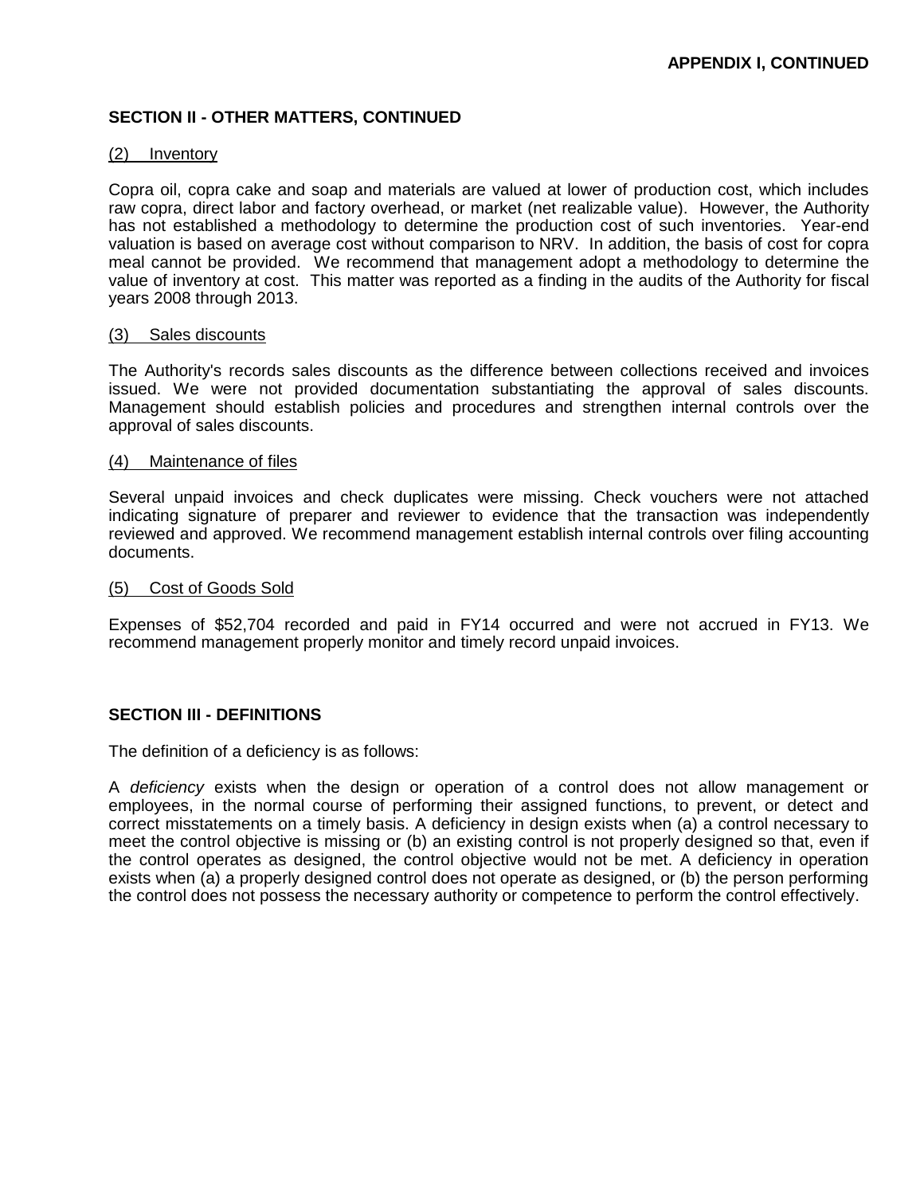**APPENDIX I, CONTINUED**

**SECTION II - OTHER MATTERS, CONTINUED**

(2) Inventory

Copra oil, copra cake and soap and materials are valued at lower of production cost, which includes raw copra, direct labor and factory overhead, or market (net realizable value). However, the Authority has not established a methodology to determine the production cost of such inventories. Year-end valuation is based on average cost without comparison to NRV. In addition, the basis of cost for copra meal cannot be provided. We recommend that management adopt a methodology to determine the value of inventory at cost. This matter was reported as a finding in the audits of the Authority for fiscal years 2008 through 2013.

(3) Sales discounts

The Authority's records sales discounts as the difference between collections received and invoices issued. We were not provided documentation substantiating the approval of sales discounts. Management should establish policies and procedures and strengthen internal controls over the approval of sales discounts.

(4) Maintenance of files

Several unpaid invoices and check duplicates were missing. Check vouchers were not attached indicating signature of preparer and reviewer to evidence that the transaction was independently reviewed and approved. We recommend management establish internal controls over filing accounting documents.

(5) Cost of Goods Sold

Expenses of $52,704 recorded and paid in FY14 occurred and were not accrued in FY13. We recommend management properly monitor and timely record unpaid invoices.

**SECTION III - DEFINITIONS**

The definition of a deficiency is as follows:

A *deficiency* exists when the design or operation of a control does not allow management or employees, in the normal course of performing their assigned functions, to prevent, or detect and correct misstatements on a timely basis. A deficiency in design exists when (a) a control necessary to meet the control objective is missing or (b) an existing control is not properly designed so that, even if the control operates as designed, the control objective would not be met. A deficiency in operation exists when (a) a properly designed control does not operate as designed, or (b) the person performing the control does not possess the necessary authority or competence to perform the control effectively.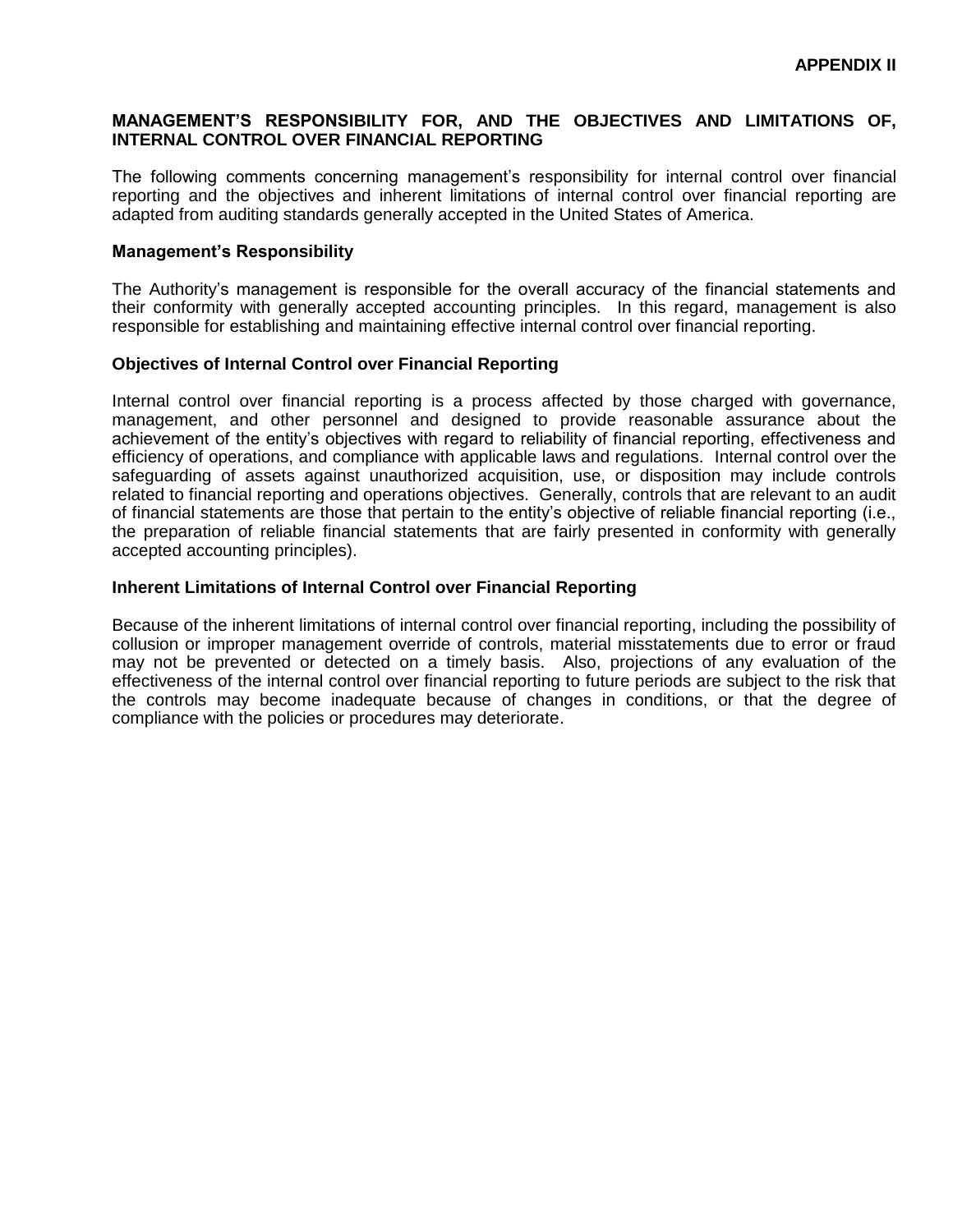**APPENDIX II**

## MANAGEMENT'S RESPONSIBILITY FOR, AND THE OBJECTIVES AND LIMITATIONS OF, INTERNAL CONTROL OVER FINANCIAL REPORTING

The following comments concerning management's responsibility for internal control over financial reporting and the objectives and inherent limitations of internal control over financial reporting are adapted from auditing standards generally accepted in the United States of America.

### Management's Responsibility

The Authority's management is responsible for the overall accuracy of the financial statements and their conformity with generally accepted accounting principles. In this regard, management is also responsible for establishing and maintaining effective internal control over financial reporting.

### Objectives of Internal Control over Financial Reporting

Internal control over financial reporting is a process affected by those charged with governance, management, and other personnel and designed to provide reasonable assurance about the achievement of the entity's objectives with regard to reliability of financial reporting, effectiveness and efficiency of operations, and compliance with applicable laws and regulations. Internal control over the safeguarding of assets against unauthorized acquisition, use, or disposition may include controls related to financial reporting and operations objectives. Generally, controls that are relevant to an audit of financial statements are those that pertain to the entity's objective of reliable financial reporting (i.e., the preparation of reliable financial statements that are fairly presented in conformity with generally accepted accounting principles).

### Inherent Limitations of Internal Control over Financial Reporting

Because of the inherent limitations of internal control over financial reporting, including the possibility of collusion or improper management override of controls, material misstatements due to error or fraud may not be prevented or detected on a timely basis. Also, projections of any evaluation of the effectiveness of the internal control over financial reporting to future periods are subject to the risk that the controls may become inadequate because of changes in conditions, or that the degree of compliance with the policies or procedures may deteriorate.